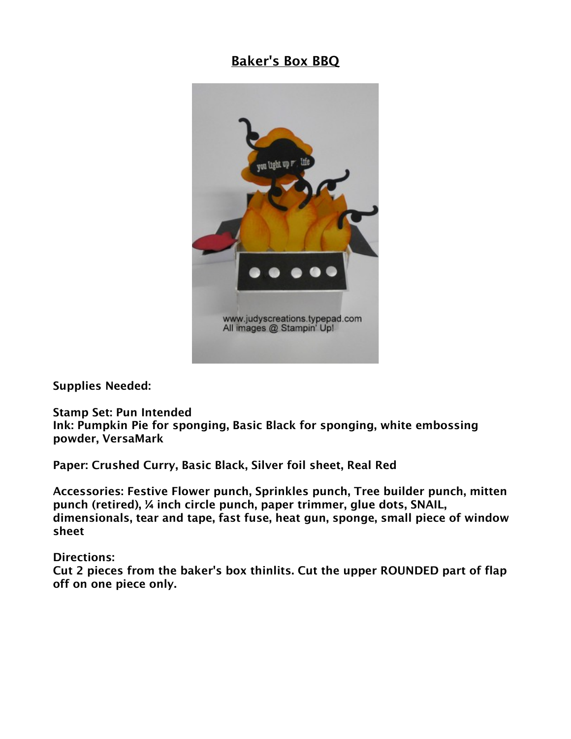# Baker's Box BBQ

**Supplies Needed:**

**Stamp Set: Pun Intended**
**Ink: Pumpkin Pie for sponging, Basic Black for sponging, white embossing powder, VersaMark**

**Paper: Crushed Curry, Basic Black, Silver foil sheet, Real Red**

**Accessories: Festive Flower punch, Sprinkles punch, Tree builder punch, mitten punch (retired), ¼ inch circle punch, paper trimmer, glue dots, SNAIL, dimensionals, tear and tape, fast fuse, heat gun, sponge, small piece of window sheet**

**Directions:**
**Cut 2 pieces from the baker's box thinlits. Cut the upper ROUNDED part of flap off on one piece only.**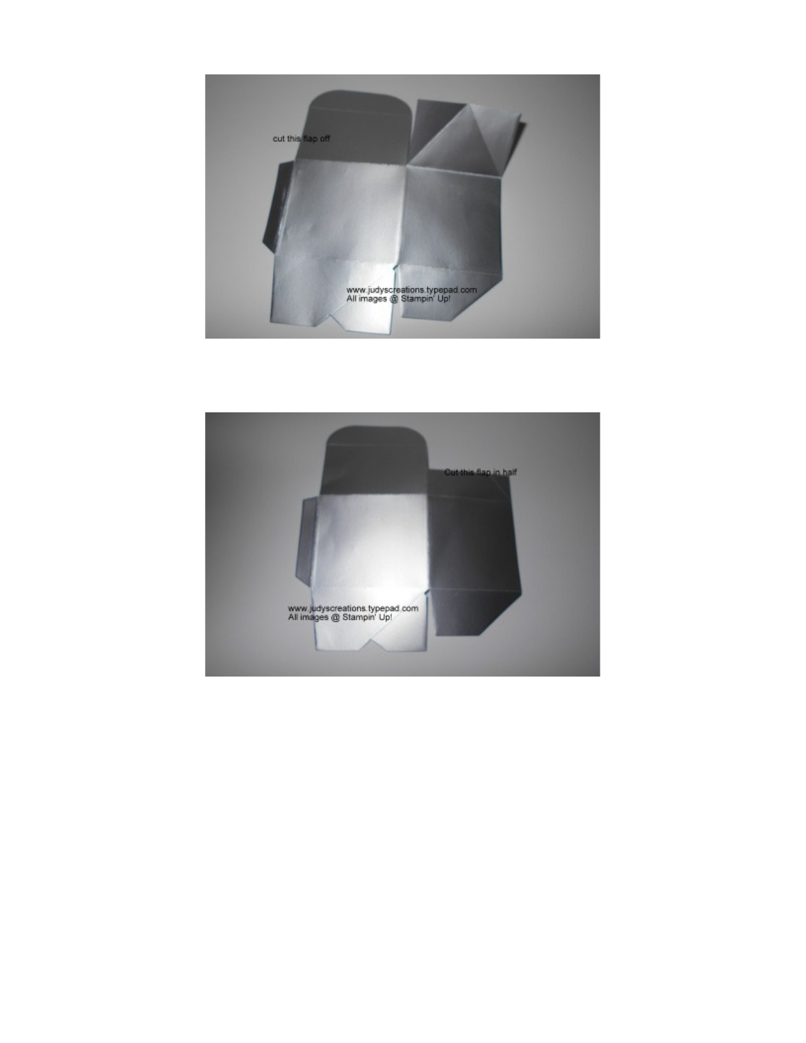cut this flap off

www.judyscreations.typepad.com
All images @ Stampin' Up!

Cut this flap in half

www.judyscreations.typepad.com
All images @ Stampin' Up!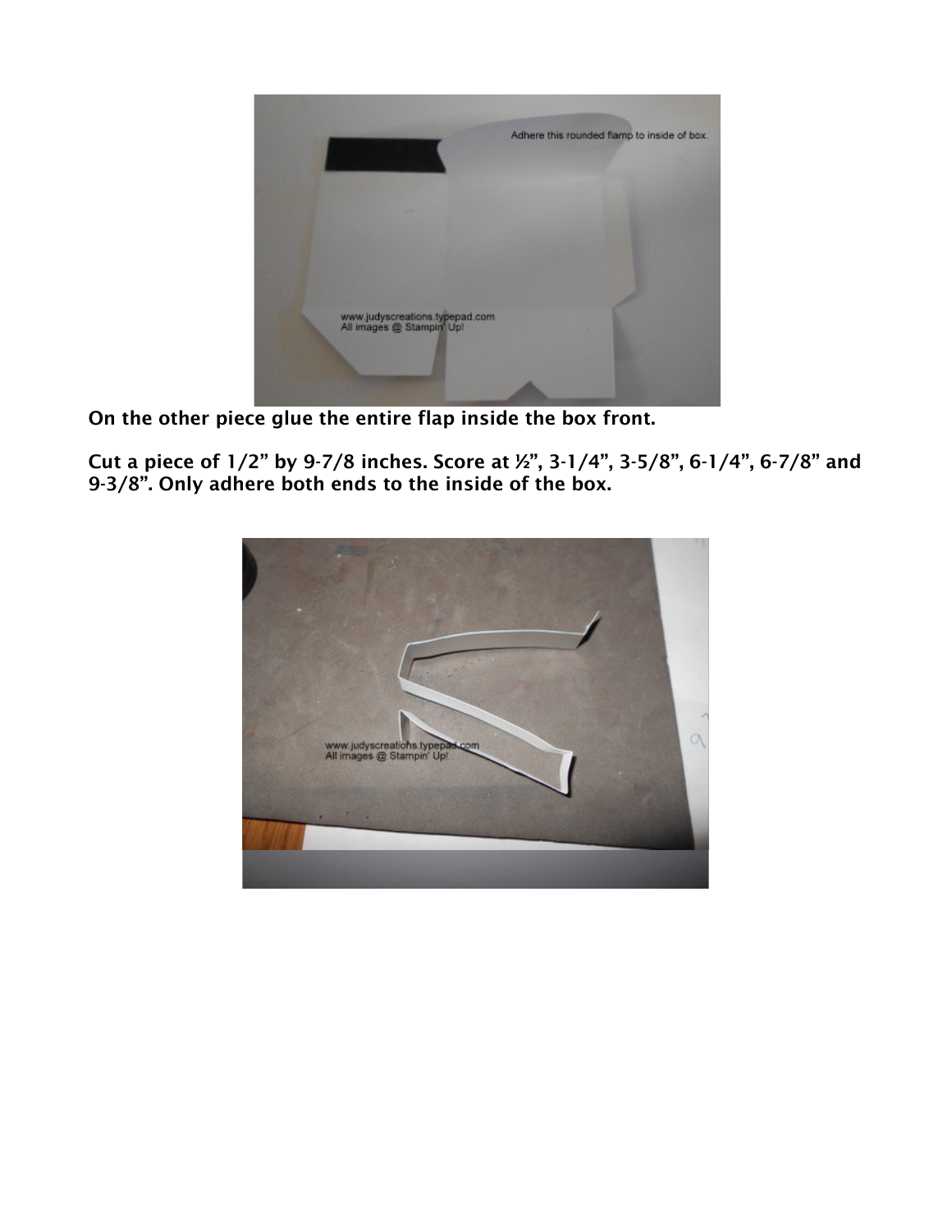**On the other piece glue the entire flap inside the box front.**

**Cut a piece of 1/2" by 9-7/8 inches. Score at ½", 3-1/4", 3-5/8", 6-1/4", 6-7/8" and 9-3/8". Only adhere both ends to the inside of the box.**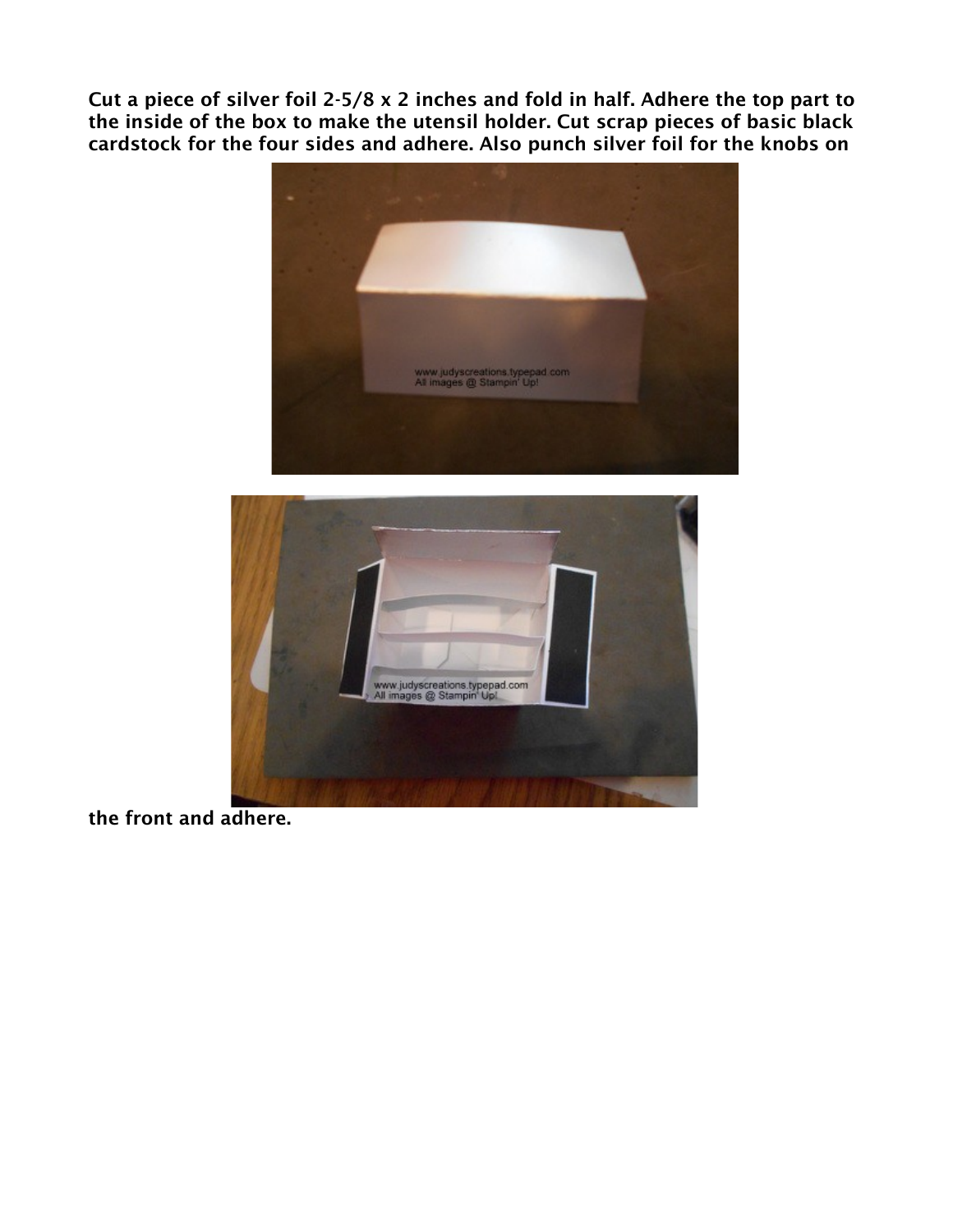**Cut a piece of silver foil 2-5/8 x 2 inches and fold in half. Adhere the top part to the inside of the box to make the utensil holder. Cut scrap pieces of basic black cardstock for the four sides and adhere. Also punch silver foil for the knobs on the front and adhere.**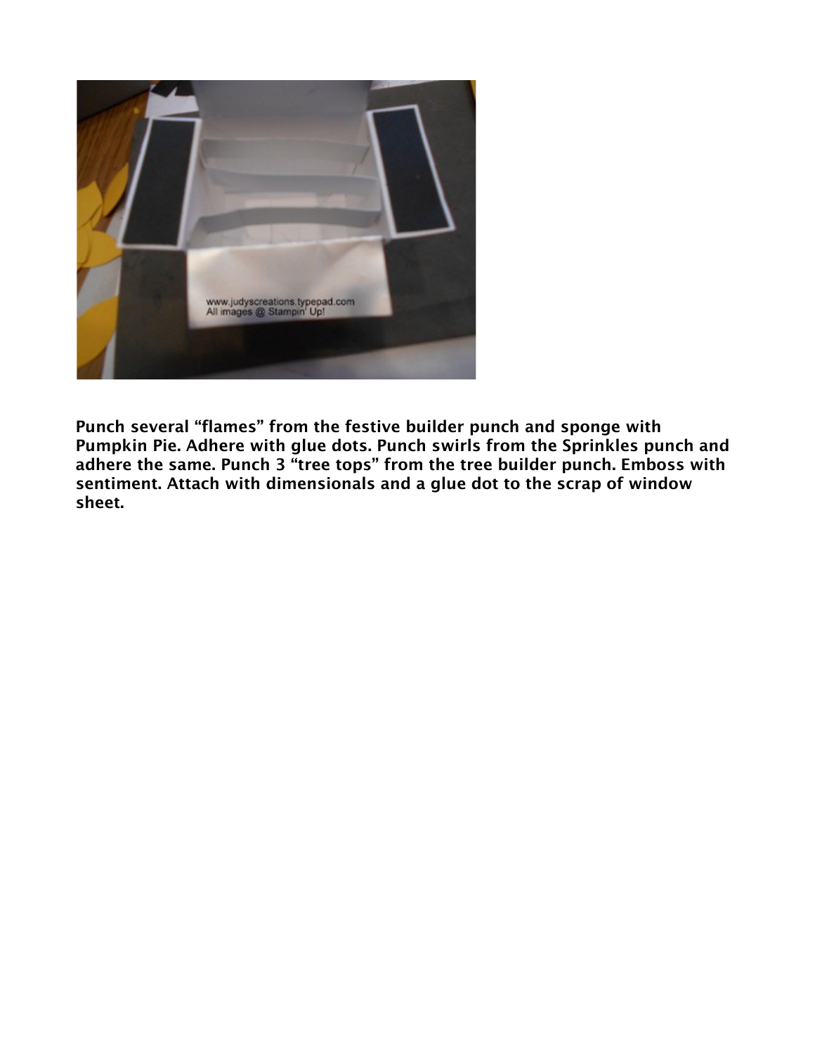**Punch several "flames" from the festive builder punch and sponge with Pumpkin Pie. Adhere with glue dots. Punch swirls from the Sprinkles punch and adhere the same. Punch 3 "tree tops" from the tree builder punch. Emboss with sentiment. Attach with dimensionals and a glue dot to the scrap of window sheet.**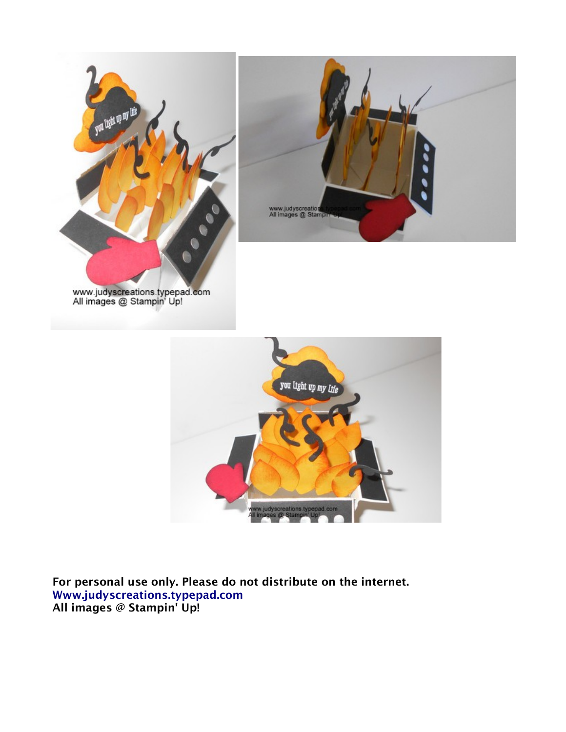**For personal use only. Please do not distribute on the internet.**
**Www.judyscreations.typepad.com**
**All images @ Stampin' Up!**